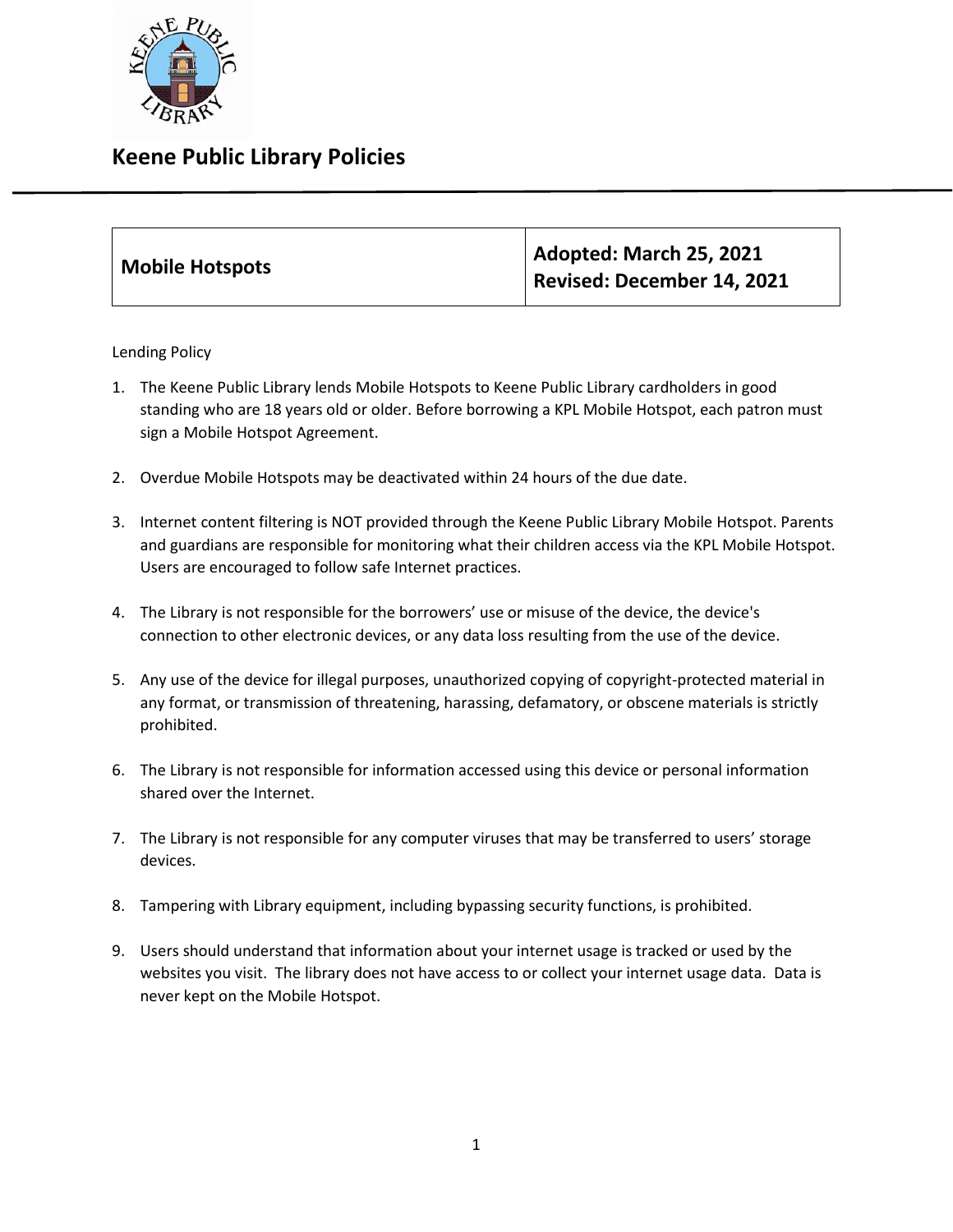# Keene Public Library Policies

| Mobile Hotspots | Adopted: March 25, 2021<br>Revised: December 14, 2021 |
|---|---|

Lending Policy

1. The Keene Public Library lends Mobile Hotspots to Keene Public Library cardholders in good standing who are 18 years old or older. Before borrowing a KPL Mobile Hotspot, each patron must sign a Mobile Hotspot Agreement.

2. Overdue Mobile Hotspots may be deactivated within 24 hours of the due date.

3. Internet content filtering is NOT provided through the Keene Public Library Mobile Hotspot. Parents and guardians are responsible for monitoring what their children access via the KPL Mobile Hotspot. Users are encouraged to follow safe Internet practices.

4. The Library is not responsible for the borrowers' use or misuse of the device, the device's connection to other electronic devices, or any data loss resulting from the use of the device.

5. Any use of the device for illegal purposes, unauthorized copying of copyright-protected material in any format, or transmission of threatening, harassing, defamatory, or obscene materials is strictly prohibited.

6. The Library is not responsible for information accessed using this device or personal information shared over the Internet.

7. The Library is not responsible for any computer viruses that may be transferred to users' storage devices.

8. Tampering with Library equipment, including bypassing security functions, is prohibited.

9. Users should understand that information about your internet usage is tracked or used by the websites you visit. The library does not have access to or collect your internet usage data. Data is never kept on the Mobile Hotspot.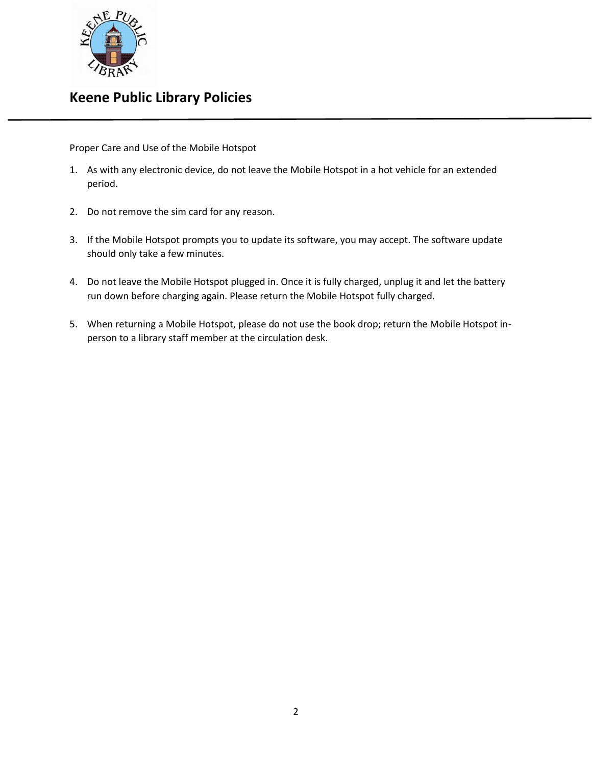# Keene Public Library Policies

Proper Care and Use of the Mobile Hotspot

1. As with any electronic device, do not leave the Mobile Hotspot in a hot vehicle for an extended period.

2. Do not remove the sim card for any reason.

3. If the Mobile Hotspot prompts you to update its software, you may accept. The software update should only take a few minutes.

4. Do not leave the Mobile Hotspot plugged in. Once it is fully charged, unplug it and let the battery run down before charging again. Please return the Mobile Hotspot fully charged.

5. When returning a Mobile Hotspot, please do not use the book drop; return the Mobile Hotspot in-person to a library staff member at the circulation desk.